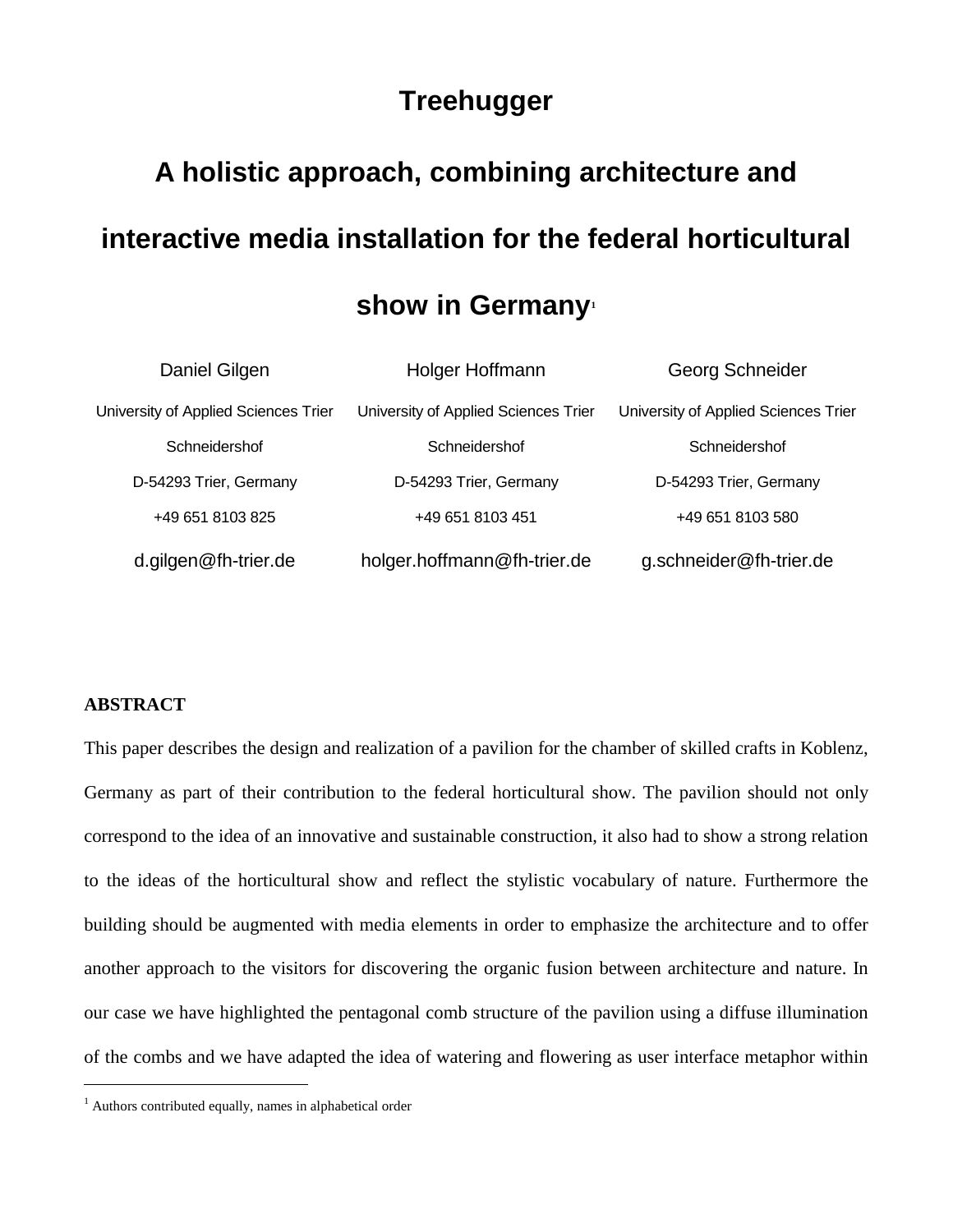# Treehugger

# A holistic approach, combining architecture and interactive media installation for the federal horticultural show in Germany[1]

| Daniel Gilgen | Holger Hoffmann | Georg Schneider |
|---|---|---|
| University of Applied Sciences Trier | University of Applied Sciences Trier | University of Applied Sciences Trier |
| Schneidershof | Schneidershof | Schneidershof |
| D-54293 Trier, Germany | D-54293 Trier, Germany | D-54293 Trier, Germany |
| +49 651 8103 825 | +49 651 8103 451 | +49 651 8103 580 |
| d.gilgen@fh-trier.de | holger.hoffmann@fh-trier.de | g.schneider@fh-trier.de |

## ABSTRACT

This paper describes the design and realization of a pavilion for the chamber of skilled crafts in Koblenz, Germany as part of their contribution to the federal horticultural show. The pavilion should not only correspond to the idea of an innovative and sustainable construction, it also had to show a strong relation to the ideas of the horticultural show and reflect the stylistic vocabulary of nature. Furthermore the building should be augmented with media elements in order to emphasize the architecture and to offer another approach to the visitors for discovering the organic fusion between architecture and nature. In our case we have highlighted the pentagonal comb structure of the pavilion using a diffuse illumination of the combs and we have adapted the idea of watering and flowering as user interface metaphor within

[1] Authors contributed equally, names in alphabetical order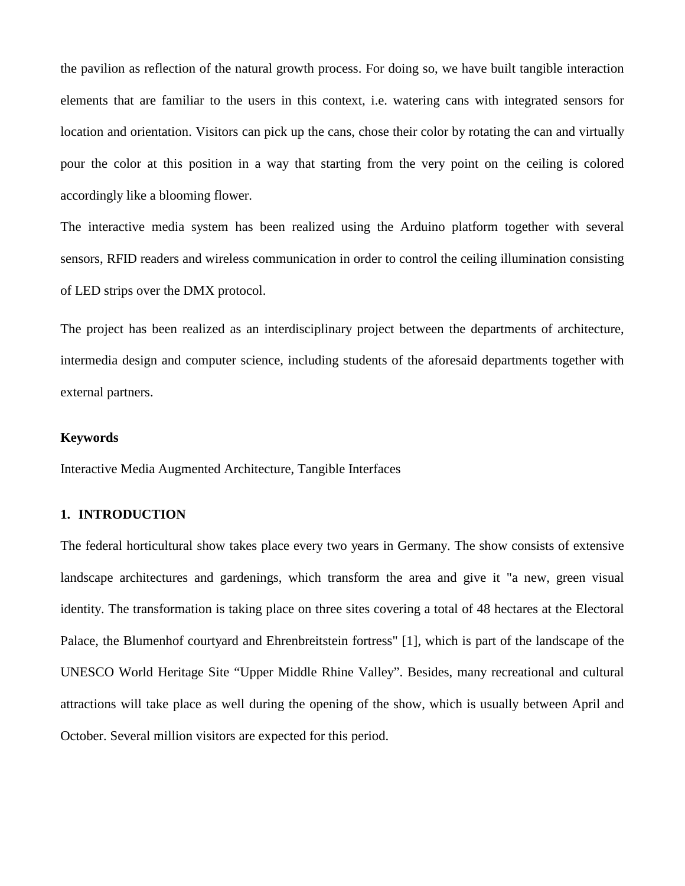the pavilion as reflection of the natural growth process. For doing so, we have built tangible interaction elements that are familiar to the users in this context, i.e. watering cans with integrated sensors for location and orientation. Visitors can pick up the cans, chose their color by rotating the can and virtually pour the color at this position in a way that starting from the very point on the ceiling is colored accordingly like a blooming flower.

The interactive media system has been realized using the Arduino platform together with several sensors, RFID readers and wireless communication in order to control the ceiling illumination consisting of LED strips over the DMX protocol.

The project has been realized as an interdisciplinary project between the departments of architecture, intermedia design and computer science, including students of the aforesaid departments together with external partners.

**Keywords**

Interactive Media Augmented Architecture, Tangible Interfaces

## 1. INTRODUCTION

The federal horticultural show takes place every two years in Germany. The show consists of extensive landscape architectures and gardenings, which transform the area and give it "a new, green visual identity. The transformation is taking place on three sites covering a total of 48 hectares at the Electoral Palace, the Blumenhof courtyard and Ehrenbreitstein fortress" [1], which is part of the landscape of the UNESCO World Heritage Site “Upper Middle Rhine Valley”. Besides, many recreational and cultural attractions will take place as well during the opening of the show, which is usually between April and October. Several million visitors are expected for this period.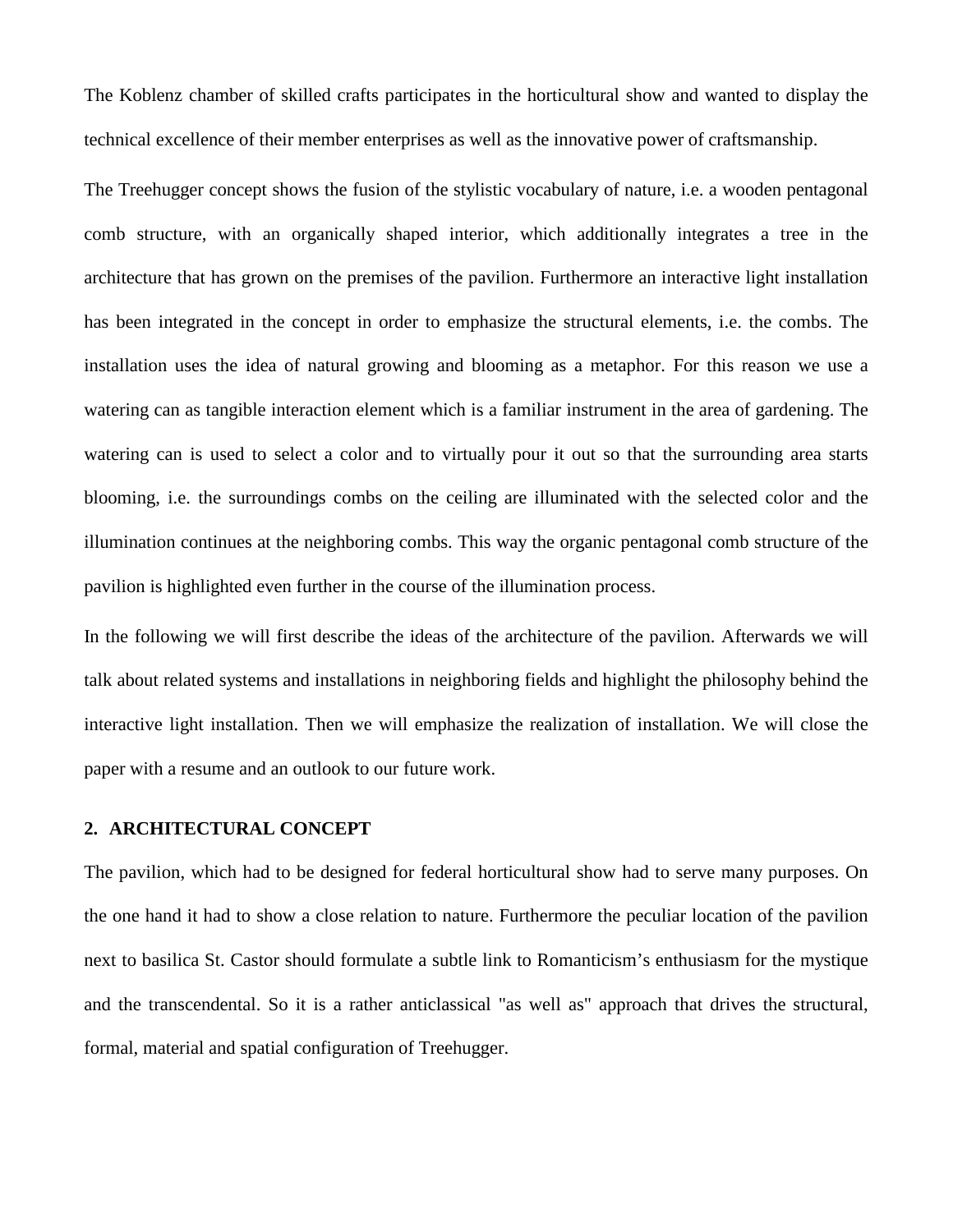The Koblenz chamber of skilled crafts participates in the horticultural show and wanted to display the technical excellence of their member enterprises as well as the innovative power of craftsmanship.

The Treehugger concept shows the fusion of the stylistic vocabulary of nature, i.e. a wooden pentagonal comb structure, with an organically shaped interior, which additionally integrates a tree in the architecture that has grown on the premises of the pavilion. Furthermore an interactive light installation has been integrated in the concept in order to emphasize the structural elements, i.e. the combs. The installation uses the idea of natural growing and blooming as a metaphor. For this reason we use a watering can as tangible interaction element which is a familiar instrument in the area of gardening. The watering can is used to select a color and to virtually pour it out so that the surrounding area starts blooming, i.e. the surroundings combs on the ceiling are illuminated with the selected color and the illumination continues at the neighboring combs. This way the organic pentagonal comb structure of the pavilion is highlighted even further in the course of the illumination process.

In the following we will first describe the ideas of the architecture of the pavilion. Afterwards we will talk about related systems and installations in neighboring fields and highlight the philosophy behind the interactive light installation. Then we will emphasize the realization of installation. We will close the paper with a resume and an outlook to our future work.

## 2. ARCHITECTURAL CONCEPT

The pavilion, which had to be designed for federal horticultural show had to serve many purposes. On the one hand it had to show a close relation to nature. Furthermore the peculiar location of the pavilion next to basilica St. Castor should formulate a subtle link to Romanticism's enthusiasm for the mystique and the transcendental. So it is a rather anticlassical "as well as" approach that drives the structural, formal, material and spatial configuration of Treehugger.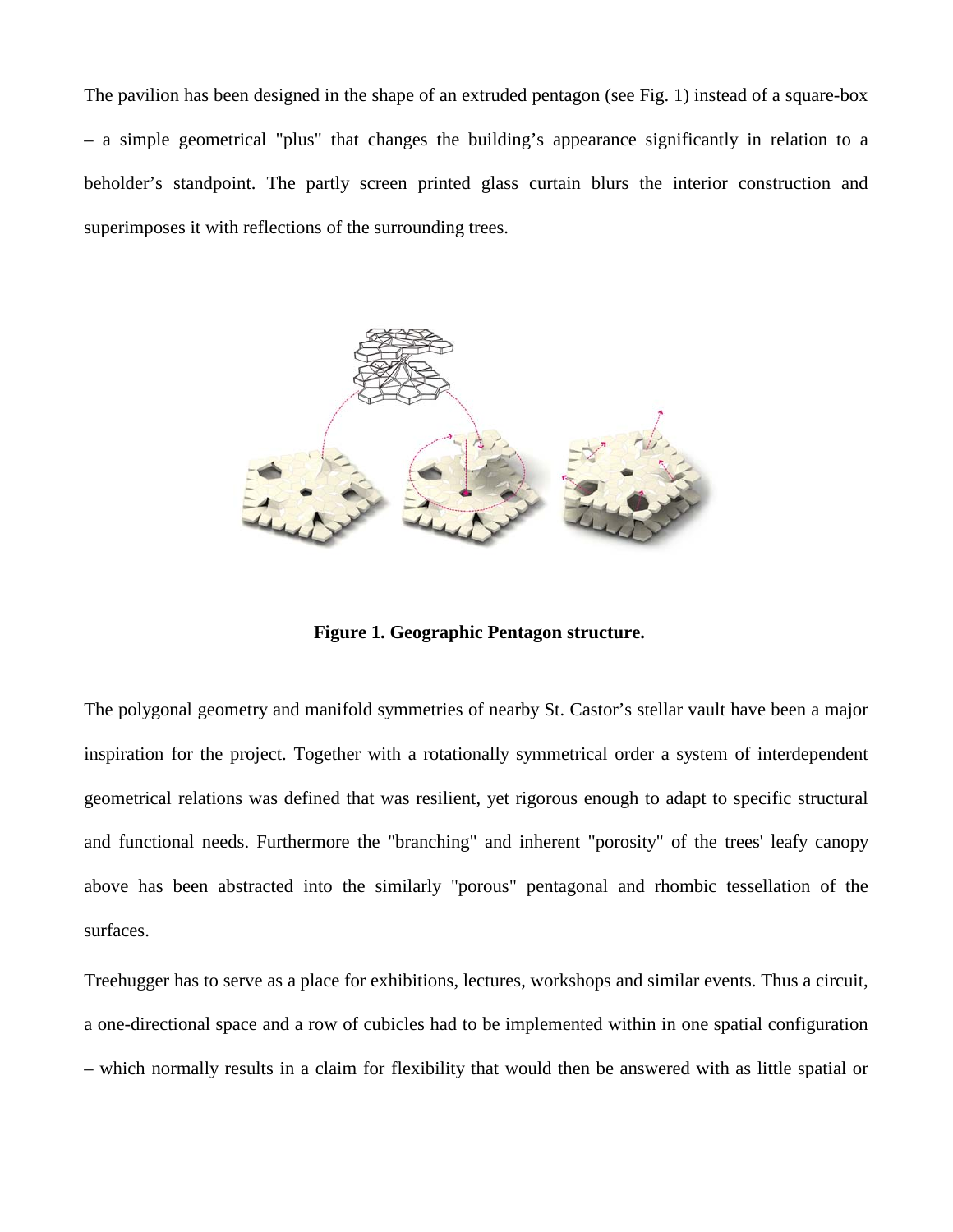The pavilion has been designed in the shape of an extruded pentagon (see Fig. 1) instead of a square-box – a simple geometrical "plus" that changes the building's appearance significantly in relation to a beholder's standpoint. The partly screen printed glass curtain blurs the interior construction and superimposes it with reflections of the surrounding trees.

**Figure 1. Geographic Pentagon structure.**

The polygonal geometry and manifold symmetries of nearby St. Castor's stellar vault have been a major inspiration for the project. Together with a rotationally symmetrical order a system of interdependent geometrical relations was defined that was resilient, yet rigorous enough to adapt to specific structural and functional needs. Furthermore the "branching" and inherent "porosity" of the trees' leafy canopy above has been abstracted into the similarly "porous" pentagonal and rhombic tessellation of the surfaces.

Treehugger has to serve as a place for exhibitions, lectures, workshops and similar events. Thus a circuit, a one-directional space and a row of cubicles had to be implemented within in one spatial configuration – which normally results in a claim for flexibility that would then be answered with as little spatial or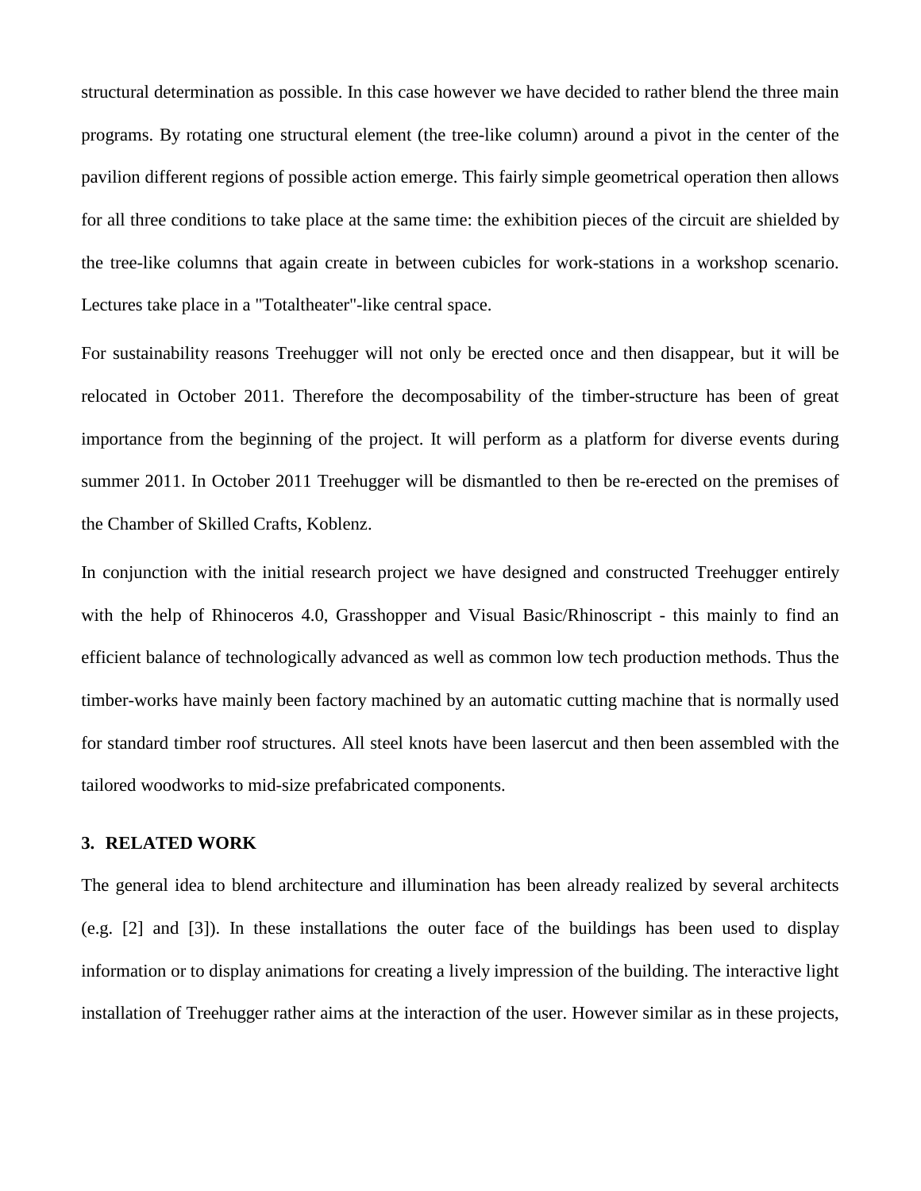structural determination as possible. In this case however we have decided to rather blend the three main programs. By rotating one structural element (the tree-like column) around a pivot in the center of the pavilion different regions of possible action emerge. This fairly simple geometrical operation then allows for all three conditions to take place at the same time: the exhibition pieces of the circuit are shielded by the tree-like columns that again create in between cubicles for work-stations in a workshop scenario. Lectures take place in a "Totaltheater"-like central space.

For sustainability reasons Treehugger will not only be erected once and then disappear, but it will be relocated in October 2011. Therefore the decomposability of the timber-structure has been of great importance from the beginning of the project. It will perform as a platform for diverse events during summer 2011. In October 2011 Treehugger will be dismantled to then be re-erected on the premises of the Chamber of Skilled Crafts, Koblenz.

In conjunction with the initial research project we have designed and constructed Treehugger entirely with the help of Rhinoceros 4.0, Grasshopper and Visual Basic/Rhinoscript - this mainly to find an efficient balance of technologically advanced as well as common low tech production methods. Thus the timber-works have mainly been factory machined by an automatic cutting machine that is normally used for standard timber roof structures. All steel knots have been lasercut and then been assembled with the tailored woodworks to mid-size prefabricated components.

## 3. RELATED WORK

The general idea to blend architecture and illumination has been already realized by several architects (e.g. [2] and [3]). In these installations the outer face of the buildings has been used to display information or to display animations for creating a lively impression of the building. The interactive light installation of Treehugger rather aims at the interaction of the user. However similar as in these projects,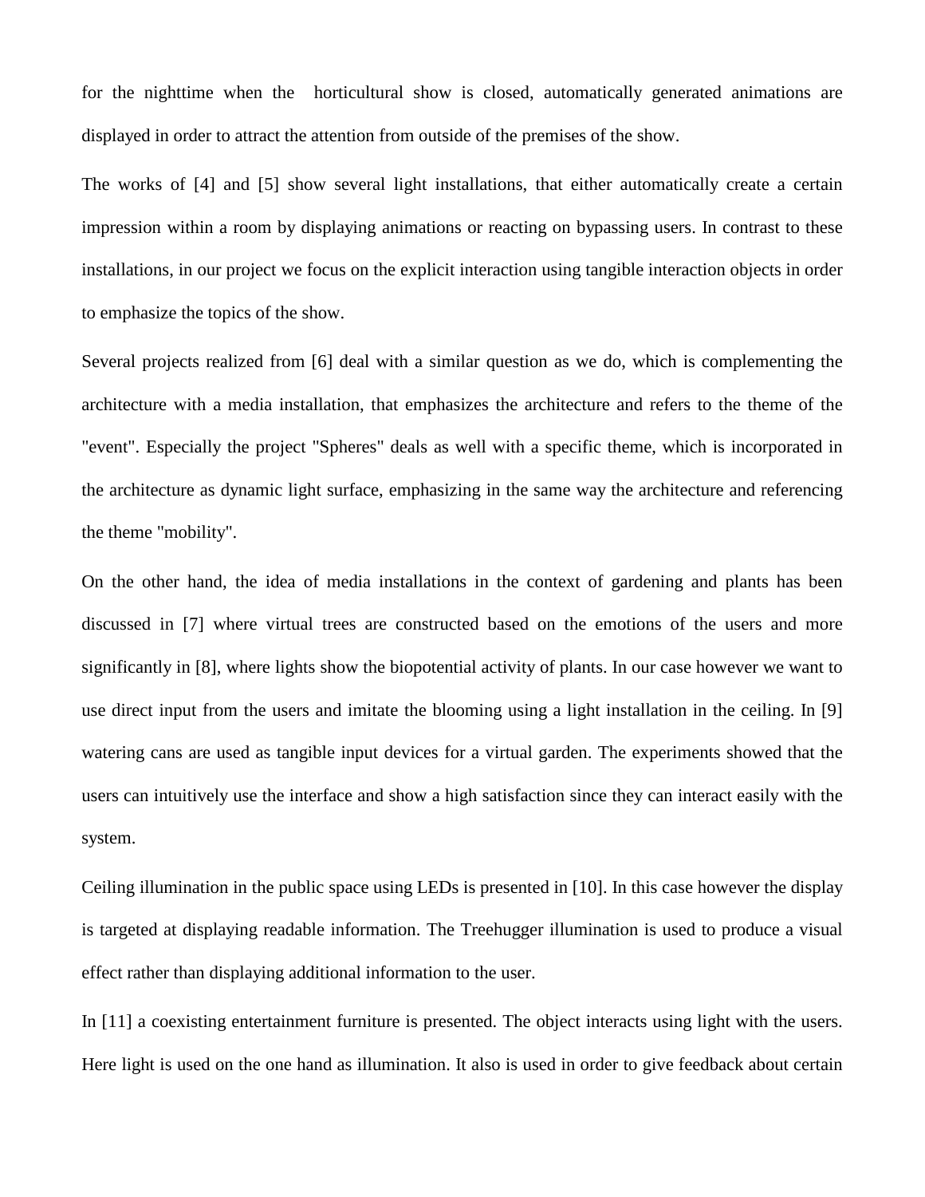for the nighttime when the horticultural show is closed, automatically generated animations are displayed in order to attract the attention from outside of the premises of the show.

The works of [4] and [5] show several light installations, that either automatically create a certain impression within a room by displaying animations or reacting on bypassing users. In contrast to these installations, in our project we focus on the explicit interaction using tangible interaction objects in order to emphasize the topics of the show.

Several projects realized from [6] deal with a similar question as we do, which is complementing the architecture with a media installation, that emphasizes the architecture and refers to the theme of the "event". Especially the project "Spheres" deals as well with a specific theme, which is incorporated in the architecture as dynamic light surface, emphasizing in the same way the architecture and referencing the theme "mobility".

On the other hand, the idea of media installations in the context of gardening and plants has been discussed in [7] where virtual trees are constructed based on the emotions of the users and more significantly in [8], where lights show the biopotential activity of plants. In our case however we want to use direct input from the users and imitate the blooming using a light installation in the ceiling. In [9] watering cans are used as tangible input devices for a virtual garden. The experiments showed that the users can intuitively use the interface and show a high satisfaction since they can interact easily with the system.

Ceiling illumination in the public space using LEDs is presented in [10]. In this case however the display is targeted at displaying readable information. The Treehugger illumination is used to produce a visual effect rather than displaying additional information to the user.

In [11] a coexisting entertainment furniture is presented. The object interacts using light with the users. Here light is used on the one hand as illumination. It also is used in order to give feedback about certain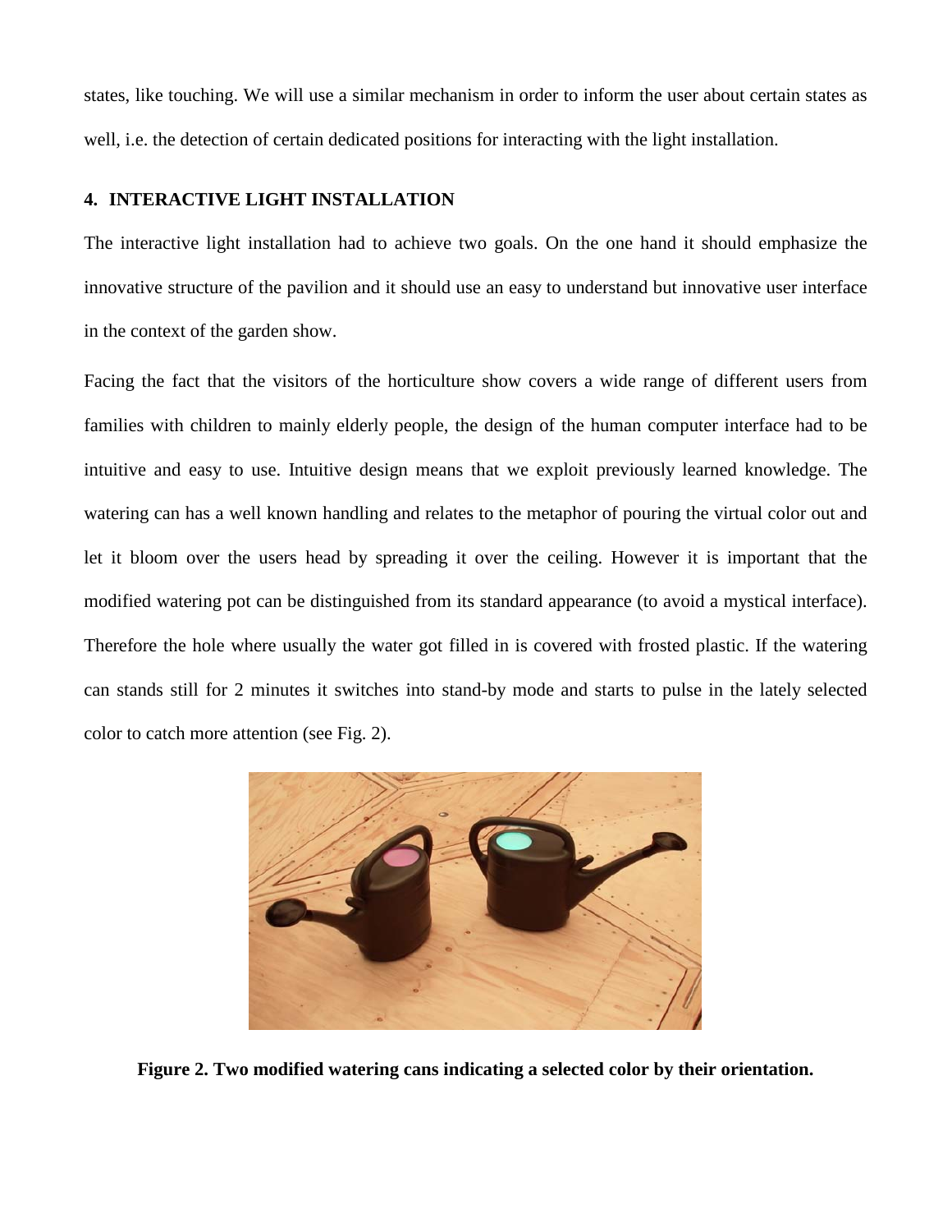states, like touching. We will use a similar mechanism in order to inform the user about certain states as well, i.e. the detection of certain dedicated positions for interacting with the light installation.

## 4. INTERACTIVE LIGHT INSTALLATION

The interactive light installation had to achieve two goals. On the one hand it should emphasize the innovative structure of the pavilion and it should use an easy to understand but innovative user interface in the context of the garden show.

Facing the fact that the visitors of the horticulture show covers a wide range of different users from families with children to mainly elderly people, the design of the human computer interface had to be intuitive and easy to use. Intuitive design means that we exploit previously learned knowledge. The watering can has a well known handling and relates to the metaphor of pouring the virtual color out and let it bloom over the users head by spreading it over the ceiling. However it is important that the modified watering pot can be distinguished from its standard appearance (to avoid a mystical interface). Therefore the hole where usually the water got filled in is covered with frosted plastic. If the watering can stands still for 2 minutes it switches into stand-by mode and starts to pulse in the lately selected color to catch more attention (see Fig. 2).

**Figure 2. Two modified watering cans indicating a selected color by their orientation.**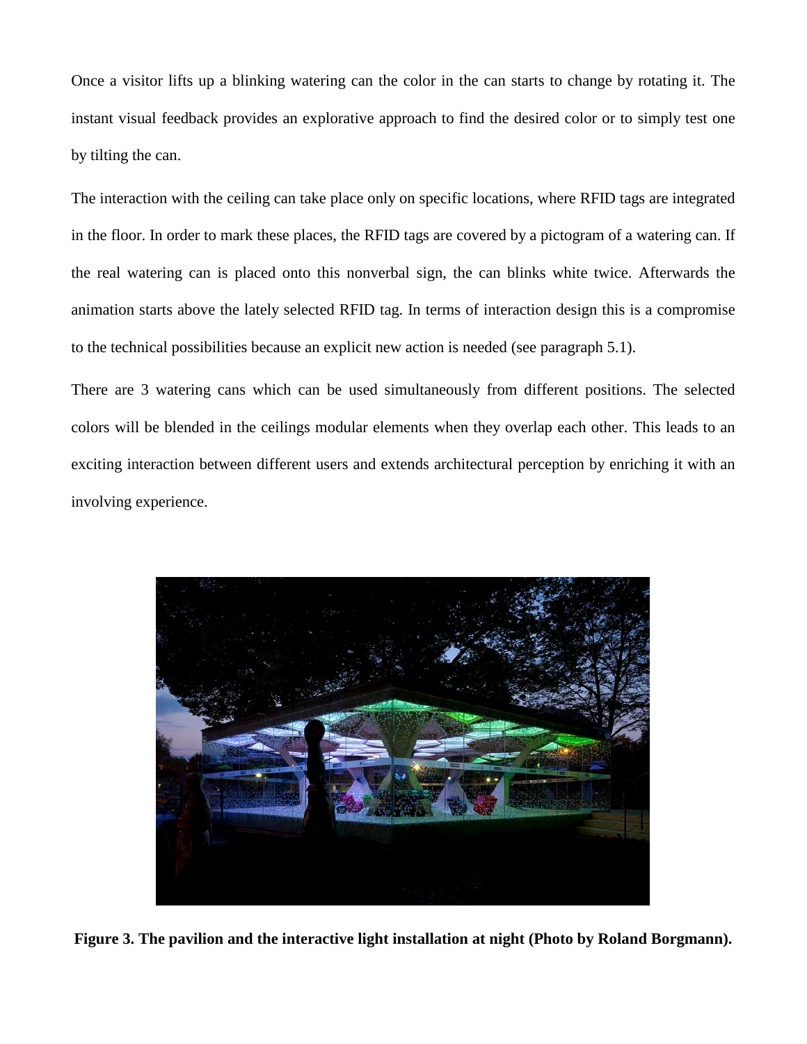Once a visitor lifts up a blinking watering can the color in the can starts to change by rotating it. The instant visual feedback provides an explorative approach to find the desired color or to simply test one by tilting the can.

The interaction with the ceiling can take place only on specific locations, where RFID tags are integrated in the floor. In order to mark these places, the RFID tags are covered by a pictogram of a watering can. If the real watering can is placed onto this nonverbal sign, the can blinks white twice. Afterwards the animation starts above the lately selected RFID tag. In terms of interaction design this is a compromise to the technical possibilities because an explicit new action is needed (see paragraph 5.1).

There are 3 watering cans which can be used simultaneously from different positions. The selected colors will be blended in the ceilings modular elements when they overlap each other. This leads to an exciting interaction between different users and extends architectural perception by enriching it with an involving experience.

**Figure 3. The pavilion and the interactive light installation at night (Photo by Roland Borgmann).**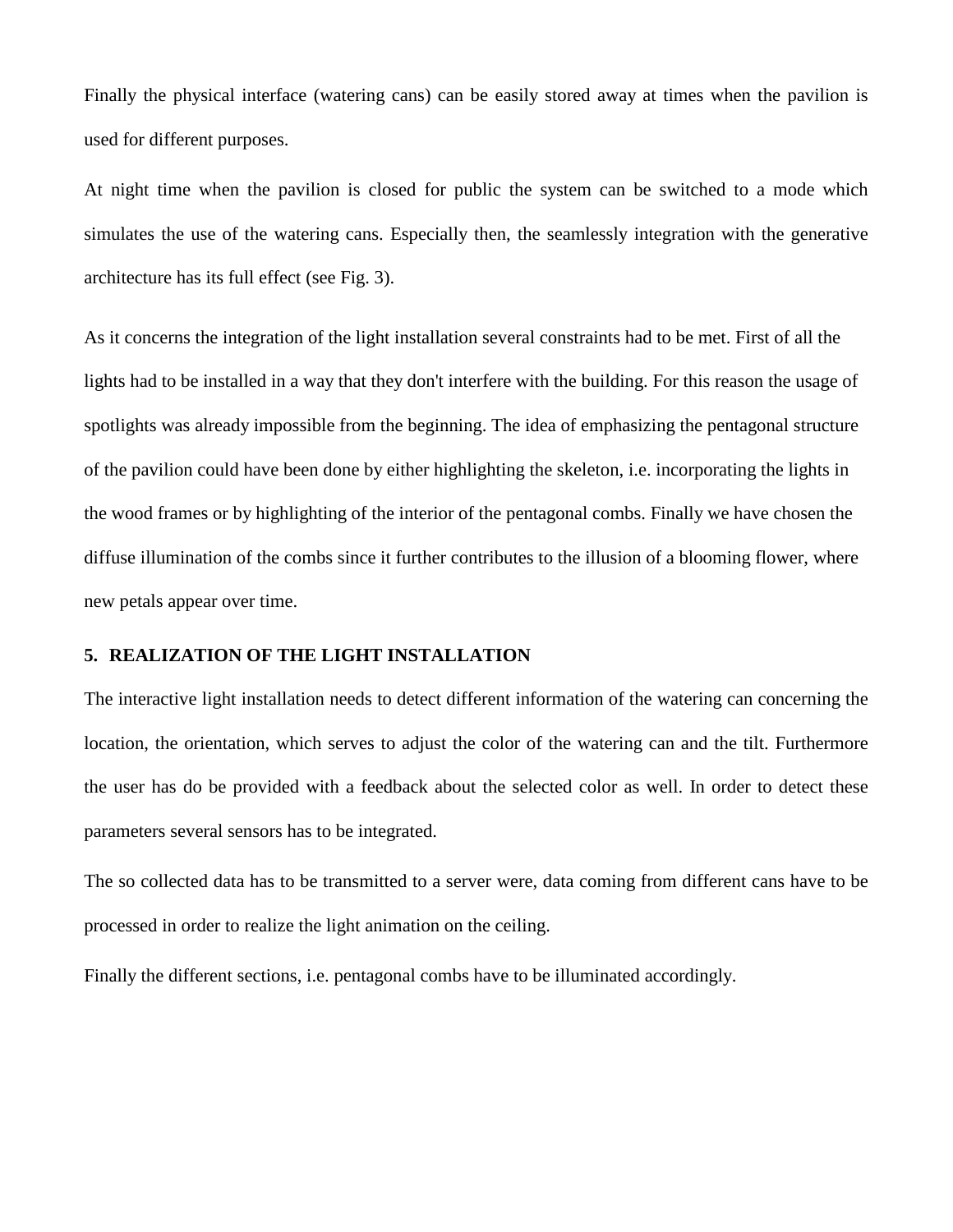Finally the physical interface (watering cans) can be easily stored away at times when the pavilion is used for different purposes.

At night time when the pavilion is closed for public the system can be switched to a mode which simulates the use of the watering cans. Especially then, the seamlessly integration with the generative architecture has its full effect (see Fig. 3).

As it concerns the integration of the light installation several constraints had to be met. First of all the lights had to be installed in a way that they don't interfere with the building. For this reason the usage of spotlights was already impossible from the beginning. The idea of emphasizing the pentagonal structure of the pavilion could have been done by either highlighting the skeleton, i.e. incorporating the lights in the wood frames or by highlighting of the interior of the pentagonal combs. Finally we have chosen the diffuse illumination of the combs since it further contributes to the illusion of a blooming flower, where new petals appear over time.

## 5. REALIZATION OF THE LIGHT INSTALLATION

The interactive light installation needs to detect different information of the watering can concerning the location, the orientation, which serves to adjust the color of the watering can and the tilt. Furthermore the user has do be provided with a feedback about the selected color as well. In order to detect these parameters several sensors has to be integrated.

The so collected data has to be transmitted to a server were, data coming from different cans have to be processed in order to realize the light animation on the ceiling.

Finally the different sections, i.e. pentagonal combs have to be illuminated accordingly.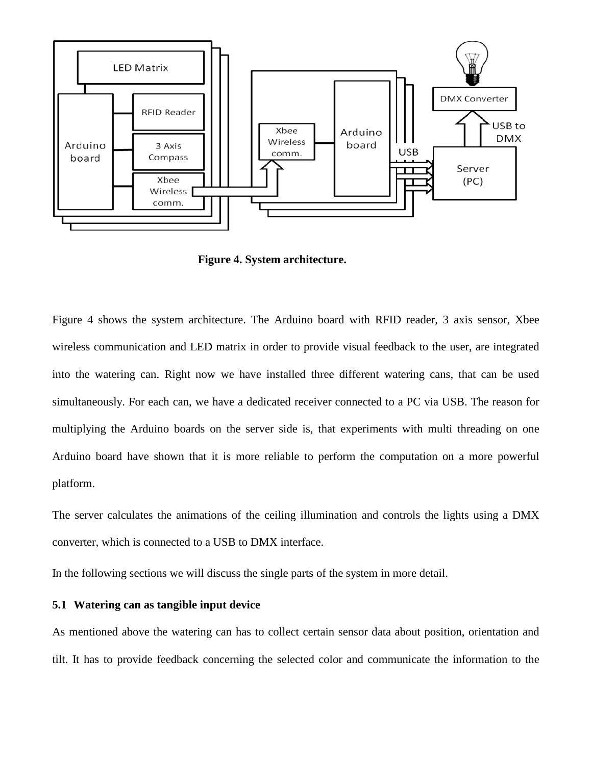**Figure 4. System architecture.**

Figure 4 shows the system architecture. The Arduino board with RFID reader, 3 axis sensor, Xbee wireless communication and LED matrix in order to provide visual feedback to the user, are integrated into the watering can. Right now we have installed three different watering cans, that can be used simultaneously. For each can, we have a dedicated receiver connected to a PC via USB. The reason for multiplying the Arduino boards on the server side is, that experiments with multi threading on one Arduino board have shown that it is more reliable to perform the computation on a more powerful platform.

The server calculates the animations of the ceiling illumination and controls the lights using a DMX converter, which is connected to a USB to DMX interface.

In the following sections we will discuss the single parts of the system in more detail.

### 5.1 Watering can as tangible input device

As mentioned above the watering can has to collect certain sensor data about position, orientation and tilt. It has to provide feedback concerning the selected color and communicate the information to the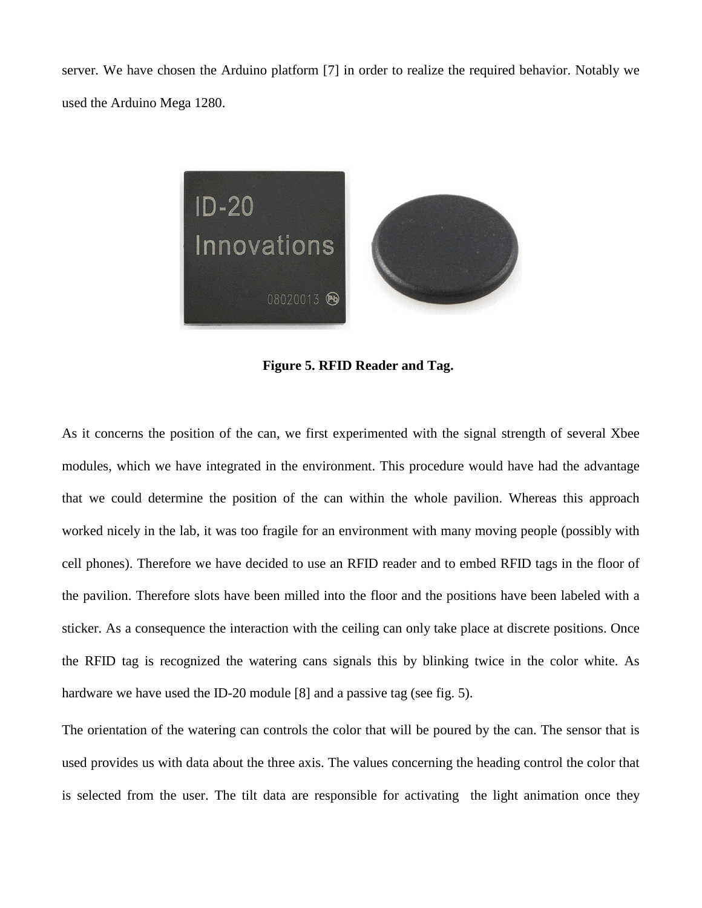server. We have chosen the Arduino platform [7] in order to realize the required behavior. Notably we used the Arduino Mega 1280.

**Figure 5. RFID Reader and Tag.**

As it concerns the position of the can, we first experimented with the signal strength of several Xbee modules, which we have integrated in the environment. This procedure would have had the advantage that we could determine the position of the can within the whole pavilion. Whereas this approach worked nicely in the lab, it was too fragile for an environment with many moving people (possibly with cell phones). Therefore we have decided to use an RFID reader and to embed RFID tags in the floor of the pavilion. Therefore slots have been milled into the floor and the positions have been labeled with a sticker. As a consequence the interaction with the ceiling can only take place at discrete positions. Once the RFID tag is recognized the watering cans signals this by blinking twice in the color white. As hardware we have used the ID-20 module [8] and a passive tag (see fig. 5).

The orientation of the watering can controls the color that will be poured by the can. The sensor that is used provides us with data about the three axis. The values concerning the heading control the color that is selected from the user. The tilt data are responsible for activating the light animation once they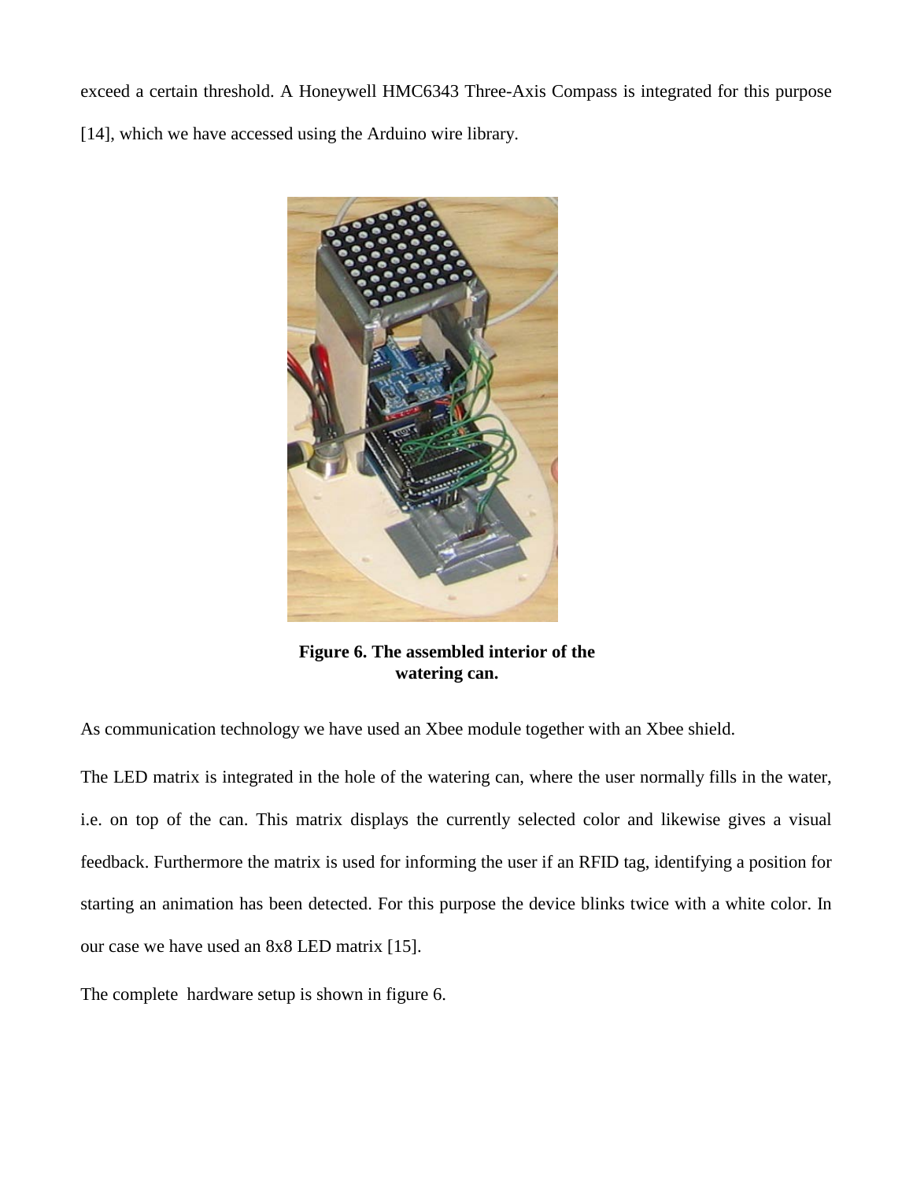exceed a certain threshold. A Honeywell HMC6343 Three-Axis Compass is integrated for this purpose [14], which we have accessed using the Arduino wire library.

**Figure 6. The assembled interior of the watering can.**

As communication technology we have used an Xbee module together with an Xbee shield.

The LED matrix is integrated in the hole of the watering can, where the user normally fills in the water, i.e. on top of the can. This matrix displays the currently selected color and likewise gives a visual feedback. Furthermore the matrix is used for informing the user if an RFID tag, identifying a position for starting an animation has been detected. For this purpose the device blinks twice with a white color. In our case we have used an 8x8 LED matrix [15].

The complete hardware setup is shown in figure 6.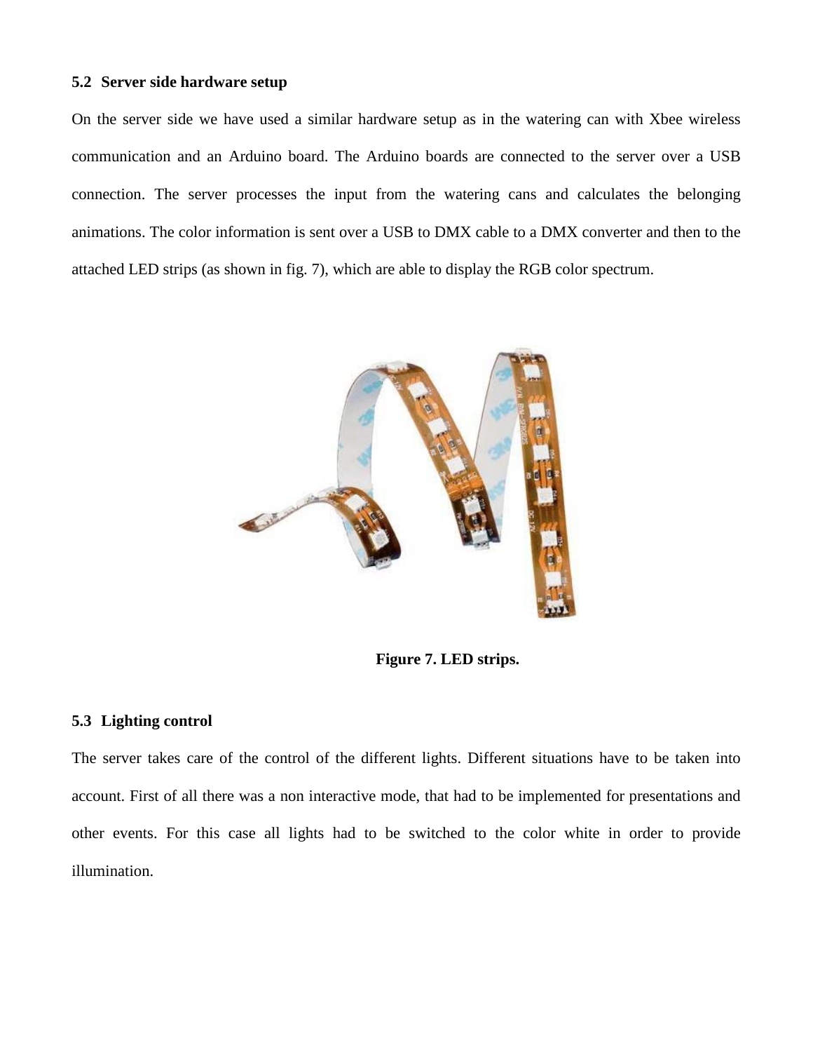### 5.2 Server side hardware setup

On the server side we have used a similar hardware setup as in the watering can with Xbee wireless communication and an Arduino board. The Arduino boards are connected to the server over a USB connection. The server processes the input from the watering cans and calculates the belonging animations. The color information is sent over a USB to DMX cable to a DMX converter and then to the attached LED strips (as shown in fig. 7), which are able to display the RGB color spectrum.

**Figure 7. LED strips.**

### 5.3 Lighting control

The server takes care of the control of the different lights. Different situations have to be taken into account. First of all there was a non interactive mode, that had to be implemented for presentations and other events. For this case all lights had to be switched to the color white in order to provide illumination.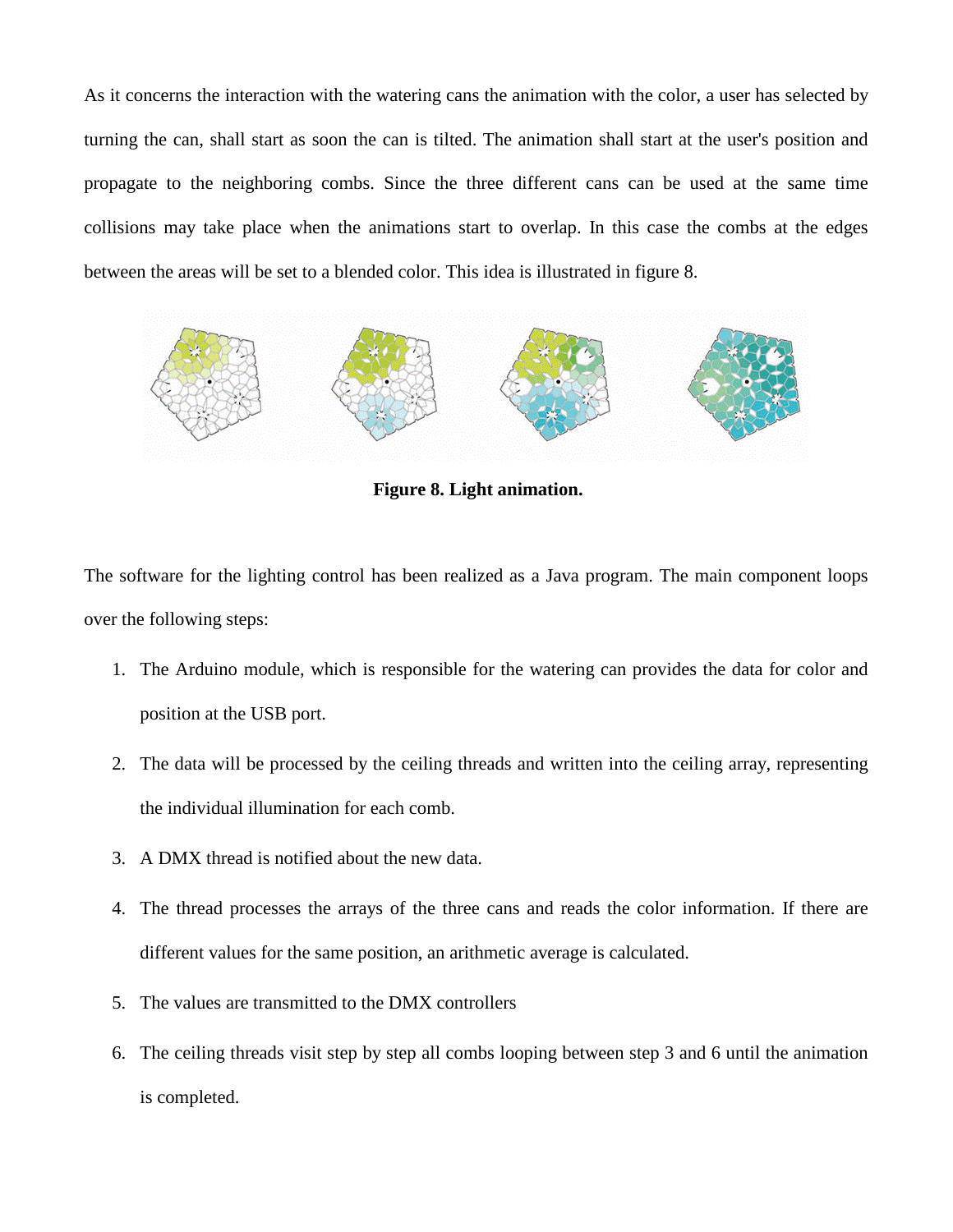As it concerns the interaction with the watering cans the animation with the color, a user has selected by turning the can, shall start as soon the can is tilted. The animation shall start at the user's position and propagate to the neighboring combs. Since the three different cans can be used at the same time collisions may take place when the animations start to overlap. In this case the combs at the edges between the areas will be set to a blended color. This idea is illustrated in figure 8.

**Figure 8. Light animation.**

The software for the lighting control has been realized as a Java program. The main component loops over the following steps:

1. The Arduino module, which is responsible for the watering can provides the data for color and position at the USB port.
2. The data will be processed by the ceiling threads and written into the ceiling array, representing the individual illumination for each comb.
3. A DMX thread is notified about the new data.
4. The thread processes the arrays of the three cans and reads the color information. If there are different values for the same position, an arithmetic average is calculated.
5. The values are transmitted to the DMX controllers
6. The ceiling threads visit step by step all combs looping between step 3 and 6 until the animation is completed.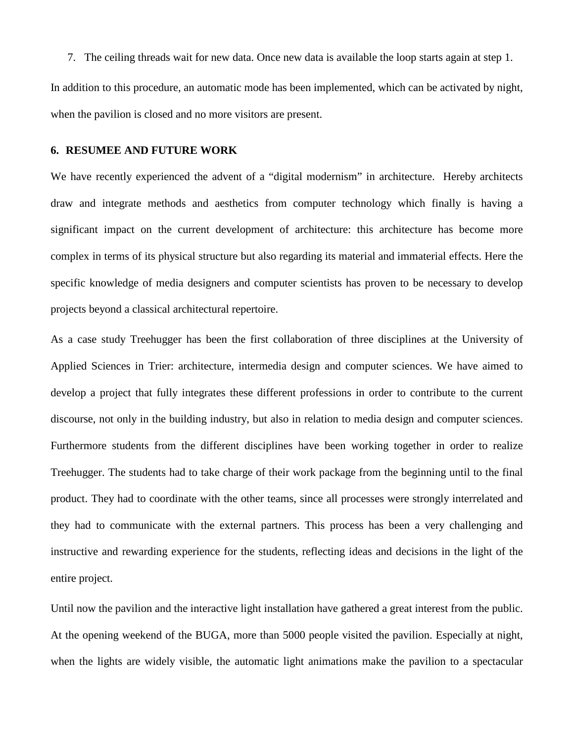7. The ceiling threads wait for new data. Once new data is available the loop starts again at step 1.

In addition to this procedure, an automatic mode has been implemented, which can be activated by night, when the pavilion is closed and no more visitors are present.

## 6. RESUMEE AND FUTURE WORK

We have recently experienced the advent of a "digital modernism" in architecture. Hereby architects draw and integrate methods and aesthetics from computer technology which finally is having a significant impact on the current development of architecture: this architecture has become more complex in terms of its physical structure but also regarding its material and immaterial effects. Here the specific knowledge of media designers and computer scientists has proven to be necessary to develop projects beyond a classical architectural repertoire.

As a case study Treehugger has been the first collaboration of three disciplines at the University of Applied Sciences in Trier: architecture, intermedia design and computer sciences. We have aimed to develop a project that fully integrates these different professions in order to contribute to the current discourse, not only in the building industry, but also in relation to media design and computer sciences. Furthermore students from the different disciplines have been working together in order to realize Treehugger. The students had to take charge of their work package from the beginning until to the final product. They had to coordinate with the other teams, since all processes were strongly interrelated and they had to communicate with the external partners. This process has been a very challenging and instructive and rewarding experience for the students, reflecting ideas and decisions in the light of the entire project.

Until now the pavilion and the interactive light installation have gathered a great interest from the public. At the opening weekend of the BUGA, more than 5000 people visited the pavilion. Especially at night, when the lights are widely visible, the automatic light animations make the pavilion to a spectacular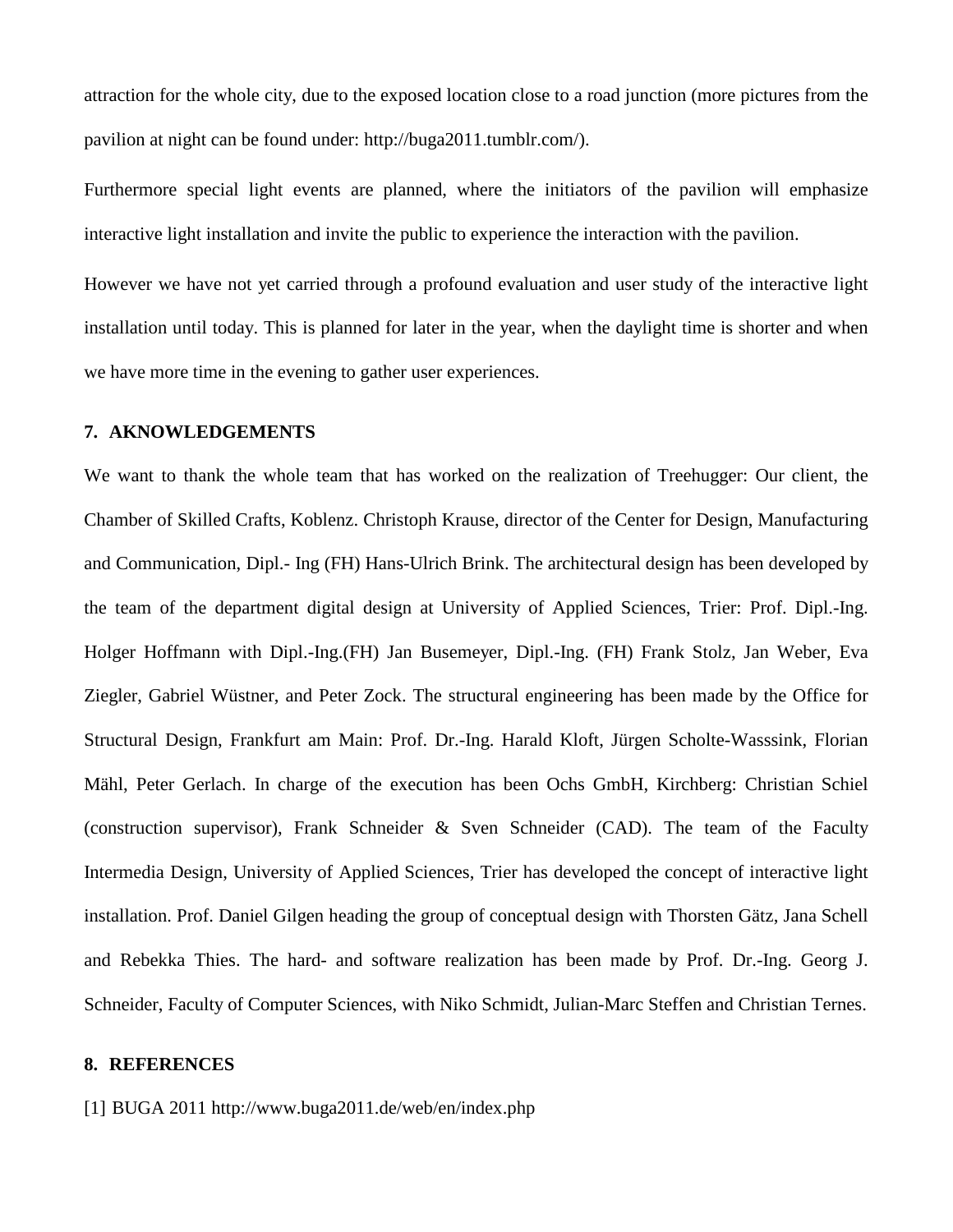attraction for the whole city, due to the exposed location close to a road junction (more pictures from the pavilion at night can be found under: http://buga2011.tumblr.com/).

Furthermore special light events are planned, where the initiators of the pavilion will emphasize interactive light installation and invite the public to experience the interaction with the pavilion.

However we have not yet carried through a profound evaluation and user study of the interactive light installation until today. This is planned for later in the year, when the daylight time is shorter and when we have more time in the evening to gather user experiences.

## 7. AKNOWLEDGEMENTS

We want to thank the whole team that has worked on the realization of Treehugger: Our client, the Chamber of Skilled Crafts, Koblenz. Christoph Krause, director of the Center for Design, Manufacturing and Communication, Dipl.- Ing (FH) Hans-Ulrich Brink. The architectural design has been developed by the team of the department digital design at University of Applied Sciences, Trier: Prof. Dipl.-Ing. Holger Hoffmann with Dipl.-Ing.(FH) Jan Busemeyer, Dipl.-Ing. (FH) Frank Stolz, Jan Weber, Eva Ziegler, Gabriel Wüstner, and Peter Zock. The structural engineering has been made by the Office for Structural Design, Frankfurt am Main: Prof. Dr.-Ing. Harald Kloft, Jürgen Scholte-Wasssink, Florian Mähl, Peter Gerlach. In charge of the execution has been Ochs GmbH, Kirchberg: Christian Schiel (construction supervisor), Frank Schneider & Sven Schneider (CAD). The team of the Faculty Intermedia Design, University of Applied Sciences, Trier has developed the concept of interactive light installation. Prof. Daniel Gilgen heading the group of conceptual design with Thorsten Gätz, Jana Schell and Rebekka Thies. The hard- and software realization has been made by Prof. Dr.-Ing. Georg J. Schneider, Faculty of Computer Sciences, with Niko Schmidt, Julian-Marc Steffen and Christian Ternes.

## 8. REFERENCES

[1] BUGA 2011 http://www.buga2011.de/web/en/index.php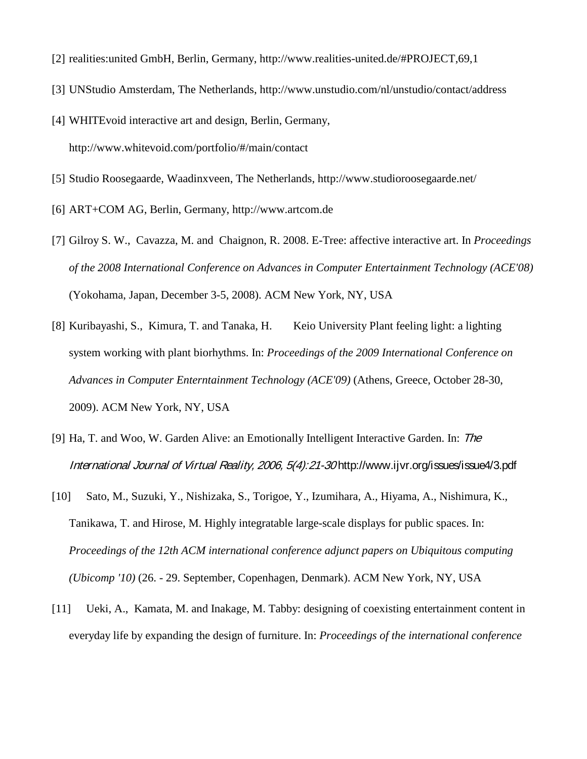[2] realities:united GmbH, Berlin, Germany, http://www.realities-united.de/#PROJECT,69,1

[3] UNStudio Amsterdam, The Netherlands, http://www.unstudio.com/nl/unstudio/contact/address

[4] WHITEvoid interactive art and design, Berlin, Germany, http://www.whitevoid.com/portfolio/#/main/contact

[5] Studio Roosegaarde, Waadinxveen, The Netherlands, http://www.studioroosegaarde.net/

[6] ART+COM AG, Berlin, Germany, http://www.artcom.de

[7] Gilroy S. W., Cavazza, M. and Chaignon, R. 2008. E-Tree: affective interactive art. In *Proceedings of the 2008 International Conference on Advances in Computer Entertainment Technology (ACE'08)* (Yokohama, Japan, December 3-5, 2008). ACM New York, NY, USA

[8] Kuribayashi, S., Kimura, T. and Tanaka, H. Keio University Plant feeling light: a lighting system working with plant biorhythms. In: *Proceedings of the 2009 International Conference on Advances in Computer Enterntainment Technology (ACE'09)* (Athens, Greece, October 28-30, 2009). ACM New York, NY, USA

[9] Ha, T. and Woo, W. Garden Alive: an Emotionally Intelligent Interactive Garden. In: *The International Journal of Virtual Reality, 2006, 5(4):21-30* http://www.ijvr.org/issues/issue4/3.pdf

[10] Sato, M., Suzuki, Y., Nishizaka, S., Torigoe, Y., Izumihara, A., Hiyama, A., Nishimura, K., Tanikawa, T. and Hirose, M. Highly integratable large-scale displays for public spaces. In: *Proceedings of the 12th ACM international conference adjunct papers on Ubiquitous computing (Ubicomp '10)* (26. - 29. September, Copenhagen, Denmark). ACM New York, NY, USA

[11] Ueki, A., Kamata, M. and Inakage, M. Tabby: designing of coexisting entertainment content in everyday life by expanding the design of furniture. In: *Proceedings of the international conference*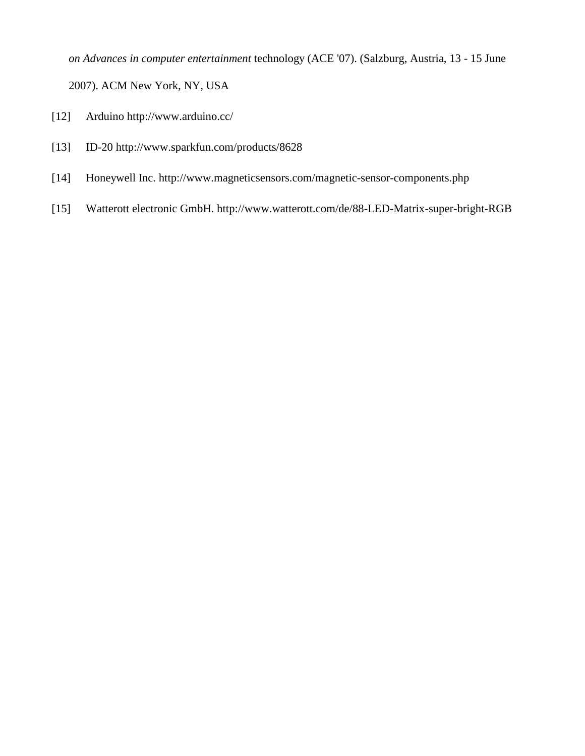*on Advances in computer entertainment* technology (ACE '07). (Salzburg, Austria, 13 - 15 June 2007). ACM New York, NY, USA

[12] Arduino http://www.arduino.cc/

[13] ID-20 http://www.sparkfun.com/products/8628

[14] Honeywell Inc. http://www.magneticsensors.com/magnetic-sensor-components.php

[15] Watterott electronic GmbH. http://www.watterott.com/de/88-LED-Matrix-super-bright-RGB